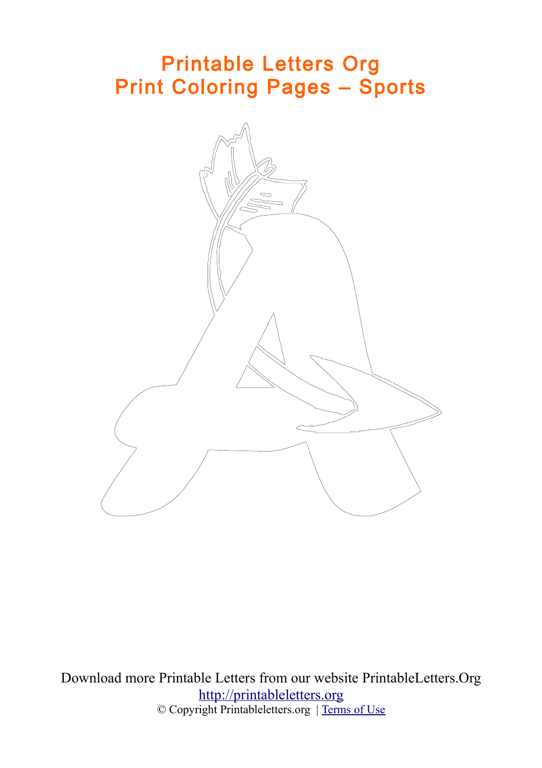# Printable Letters Org
# Print Coloring Pages – Sports

Download more Printable Letters from our website PrintableLetters.Org

[http://printableletters.org](http://printableletters.org)

© Copyright Printableletters.org | [Terms of Use]()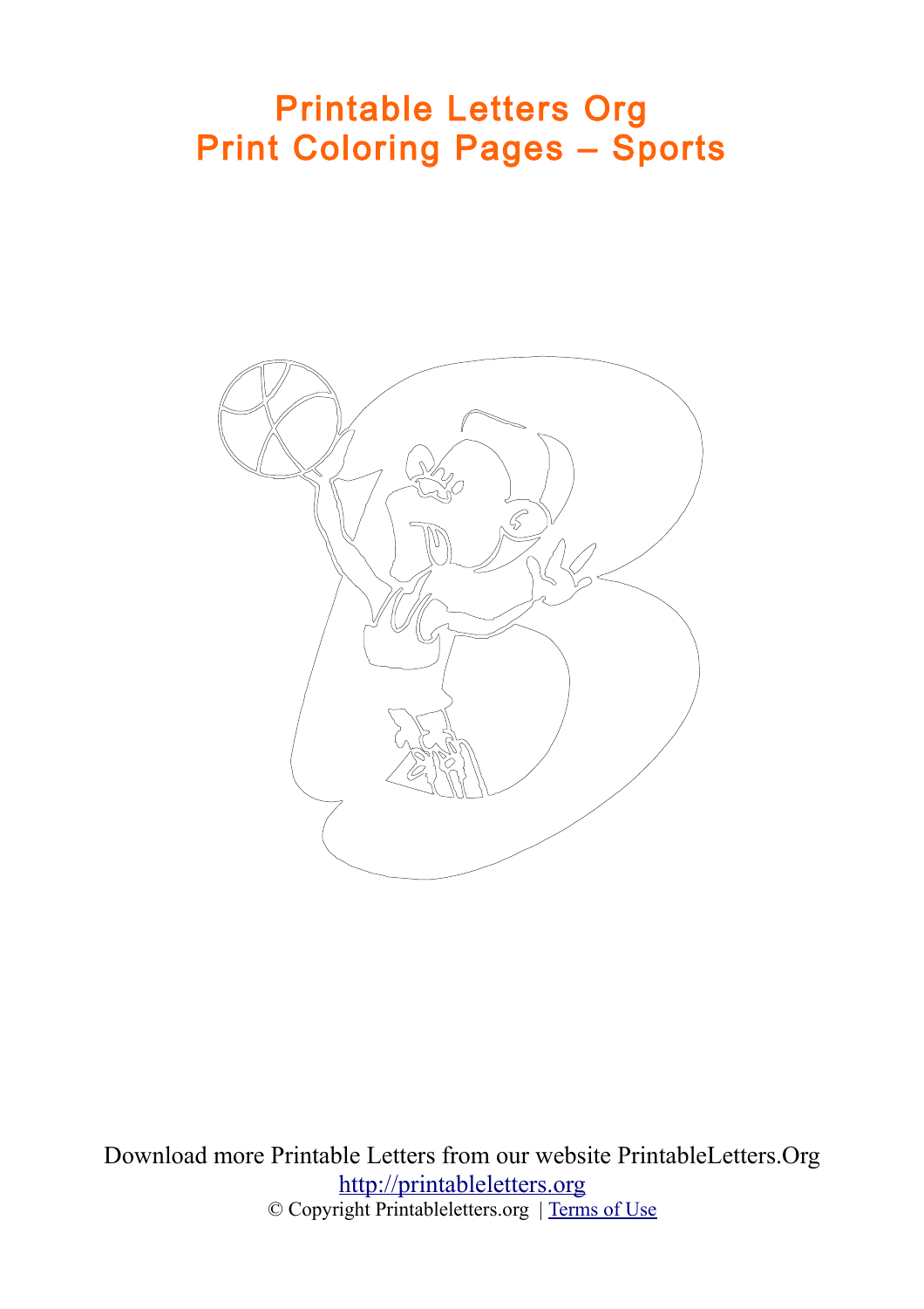# Printable Letters Org
# Print Coloring Pages – Sports

Download more Printable Letters from our website PrintableLetters.Org

http://printableletters.org

© Copyright Printableletters.org | Terms of Use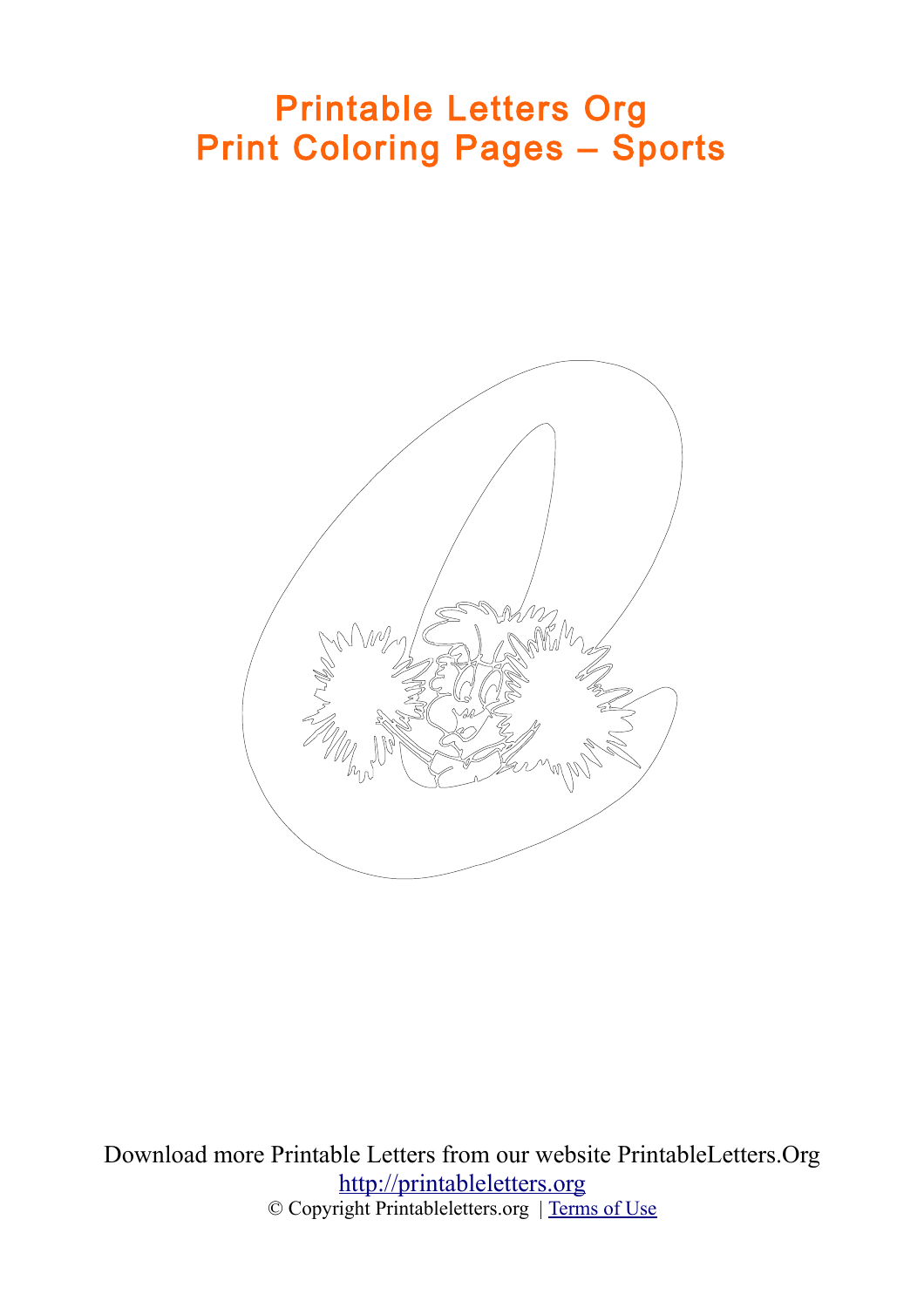# Printable Letters Org
# Print Coloring Pages – Sports

Download more Printable Letters from our website PrintableLetters.Org

http://printableletters.org

© Copyright Printableletters.org | Terms of Use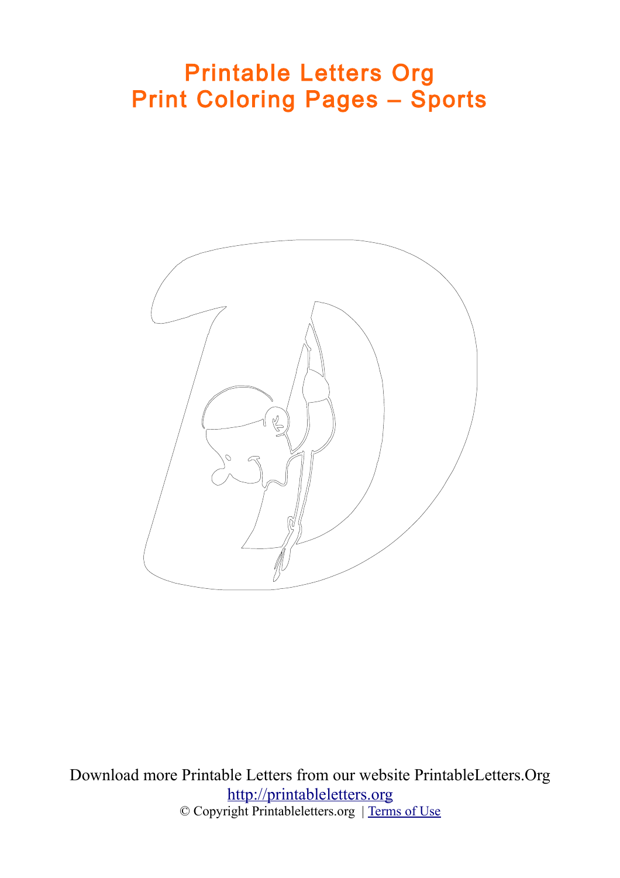# Printable Letters Org
# Print Coloring Pages – Sports

Download more Printable Letters from our website PrintableLetters.Org
http://printableletters.org
© Copyright Printableletters.org | Terms of Use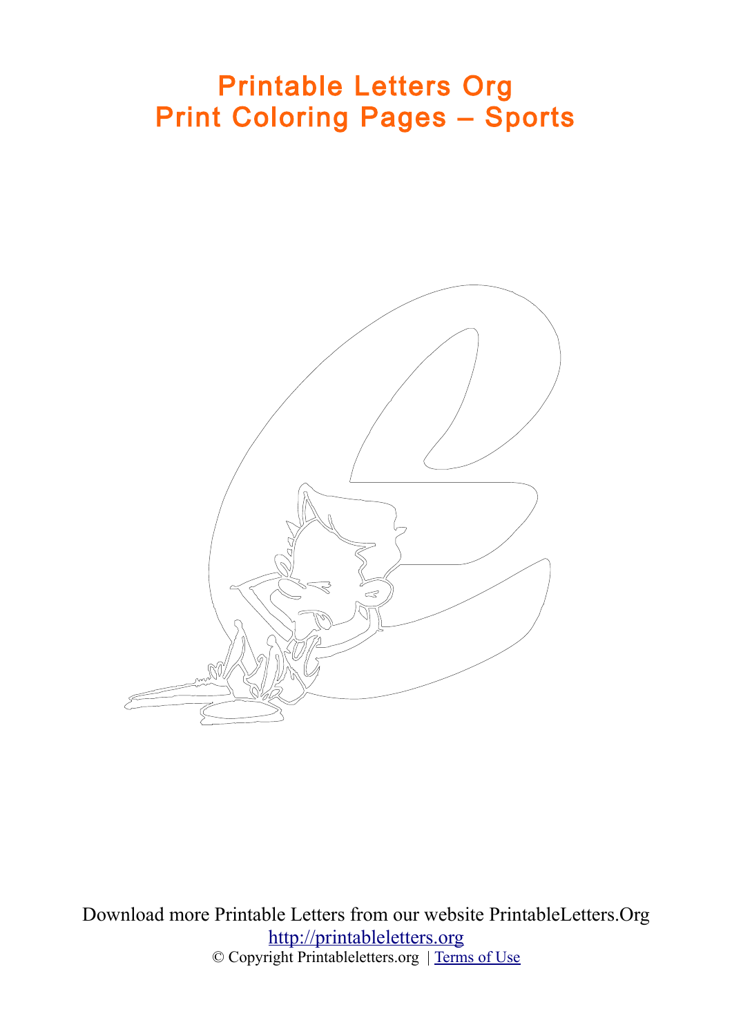# Printable Letters Org
# Print Coloring Pages – Sports

Download more Printable Letters from our website PrintableLetters.Org

[http://printableletters.org](http://printableletters.org)

© Copyright Printableletters.org | Terms of Use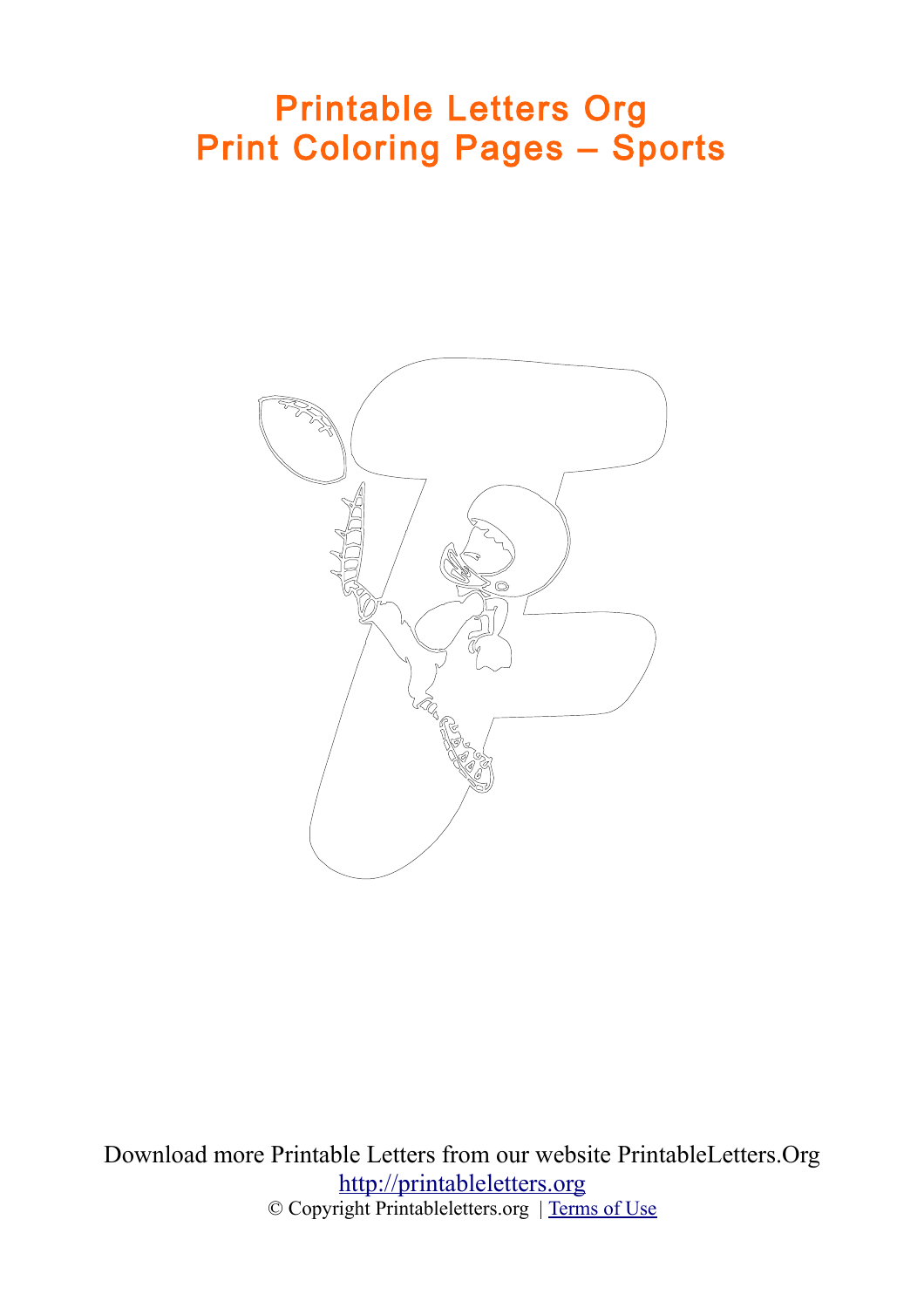# Printable Letters Org
# Print Coloring Pages – Sports

Download more Printable Letters from our website PrintableLetters.Org
http://printableletters.org
© Copyright Printableletters.org | Terms of Use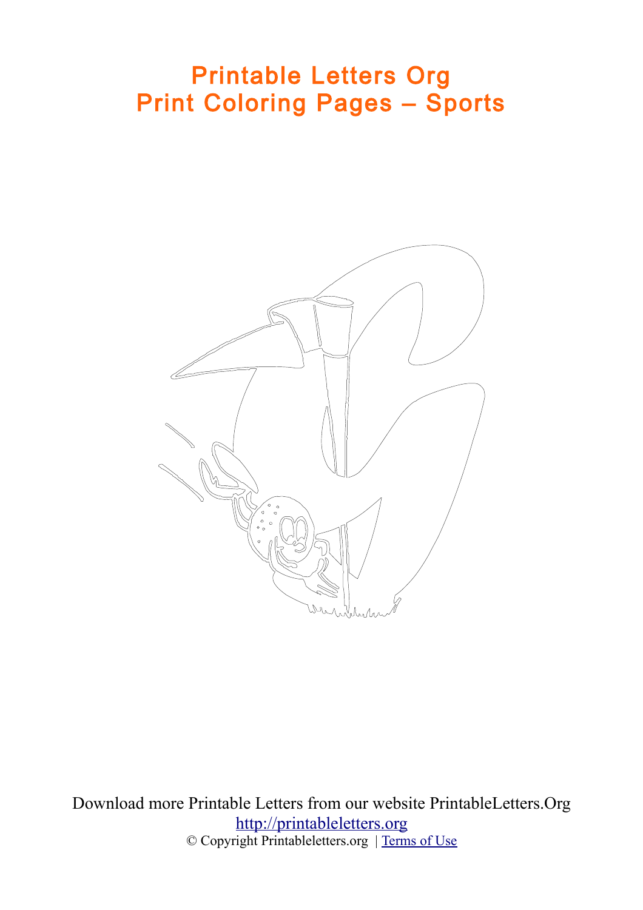# Printable Letters Org
# Print Coloring Pages – Sports

Download more Printable Letters from our website PrintableLetters.Org

[http://printableletters.org](http://printableletters.org)

© Copyright Printableletters.org | [Terms of Use]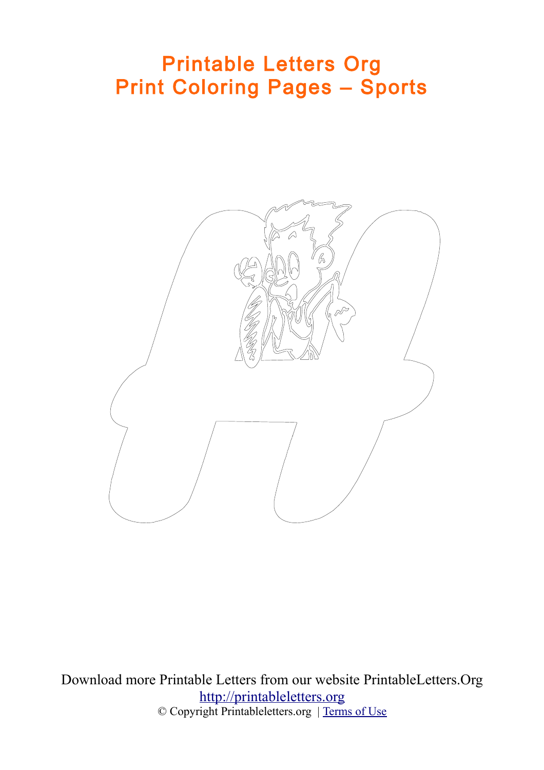# Printable Letters Org
# Print Coloring Pages – Sports

Download more Printable Letters from our website PrintableLetters.Org
http://printableletters.org
© Copyright Printableletters.org | Terms of Use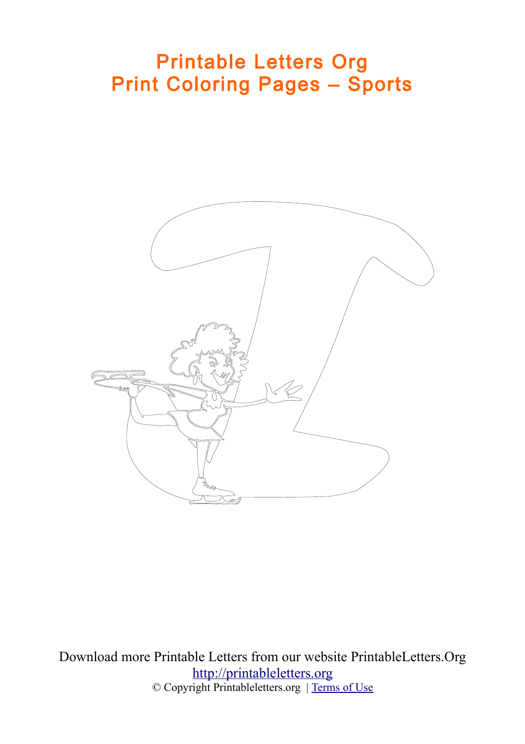# Printable Letters Org
# Print Coloring Pages – Sports

Download more Printable Letters from our website PrintableLetters.Org
[http://printableletters.org](http://printableletters.org)
© Copyright Printableletters.org | [Terms of Use]()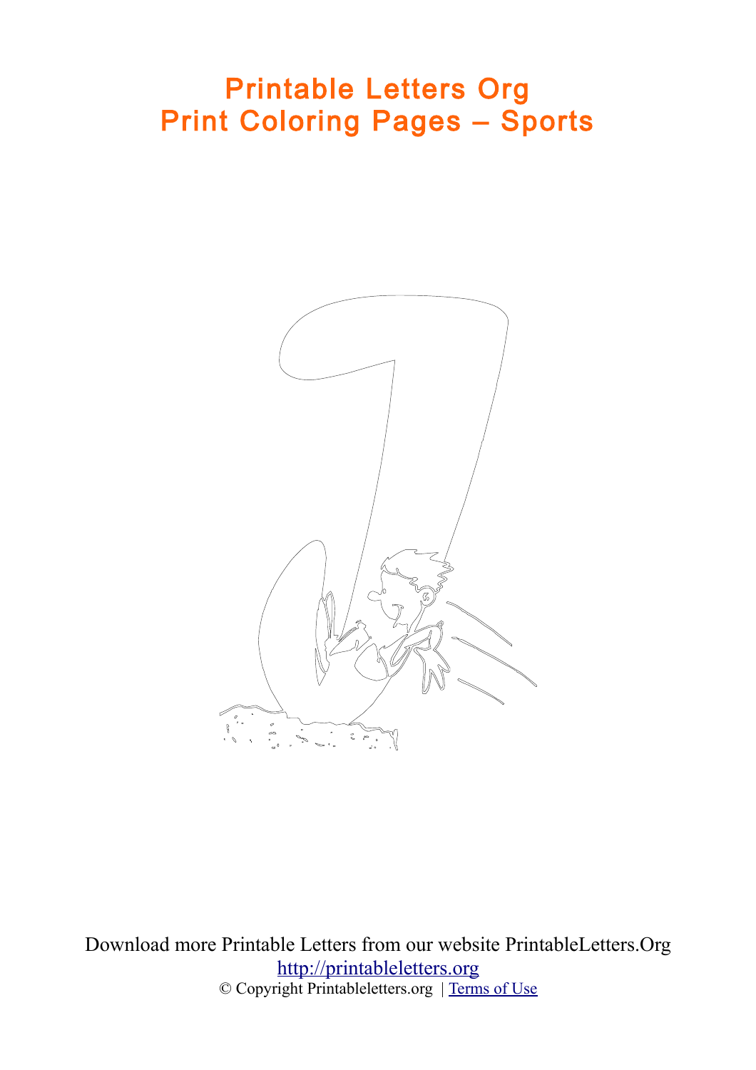# Printable Letters Org
# Print Coloring Pages – Sports

Download more Printable Letters from our website PrintableLetters.Org
[http://printableletters.org](http://printableletters.org)
© Copyright Printableletters.org | [Terms of Use](Terms of Use)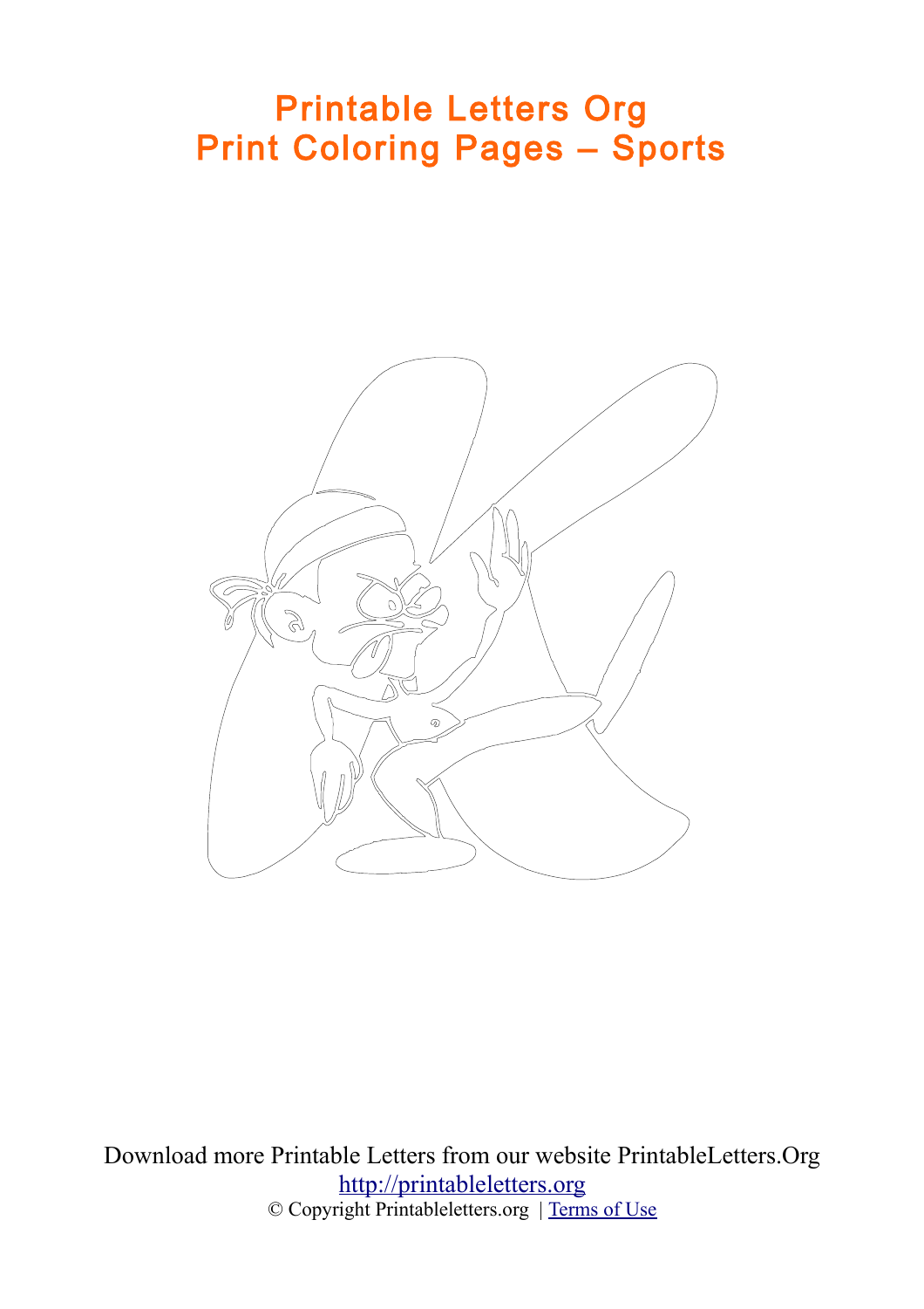# Printable Letters Org
# Print Coloring Pages – Sports

Download more Printable Letters from our website PrintableLetters.Org

[http://printableletters.org](http://printableletters.org)

© Copyright Printableletters.org | [Terms of Use](#)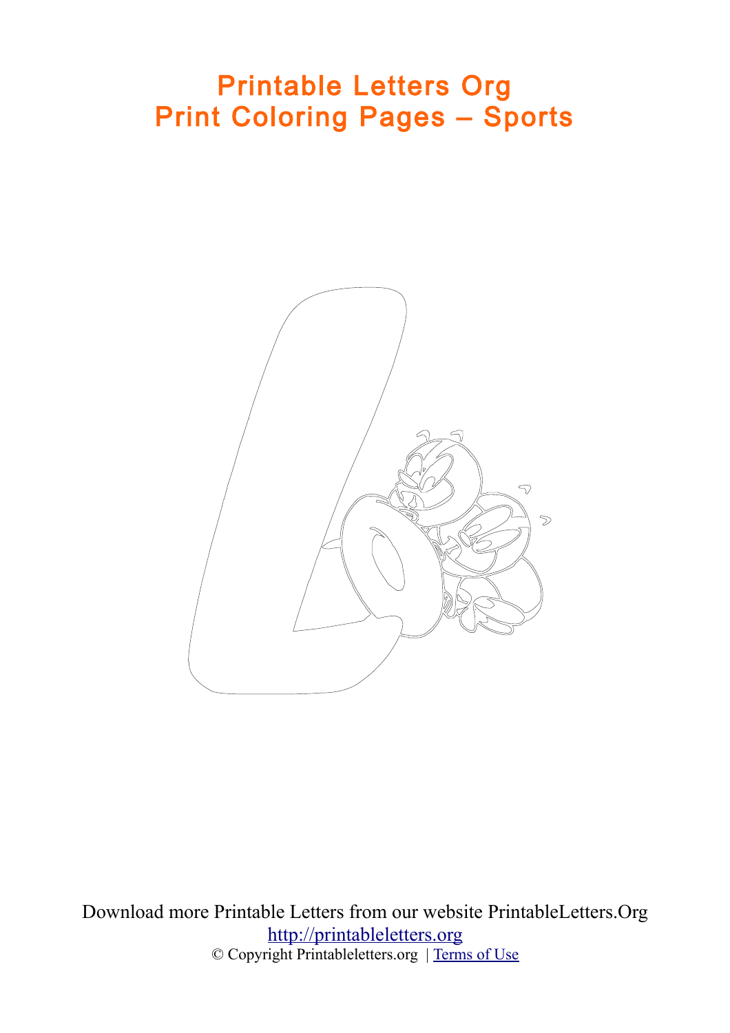# Printable Letters Org
# Print Coloring Pages – Sports

Download more Printable Letters from our website PrintableLetters.Org

http://printableletters.org

© Copyright Printableletters.org | Terms of Use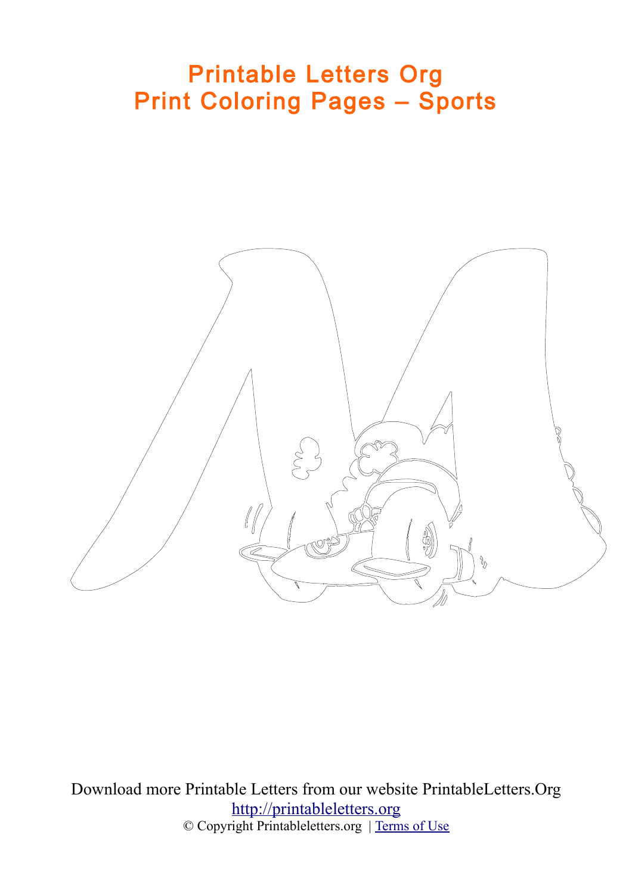# Printable Letters Org
# Print Coloring Pages – Sports

Download more Printable Letters from our website PrintableLetters.Org

[http://printableletters.org](http://printableletters.org)

© Copyright Printableletters.org | [Terms of Use]()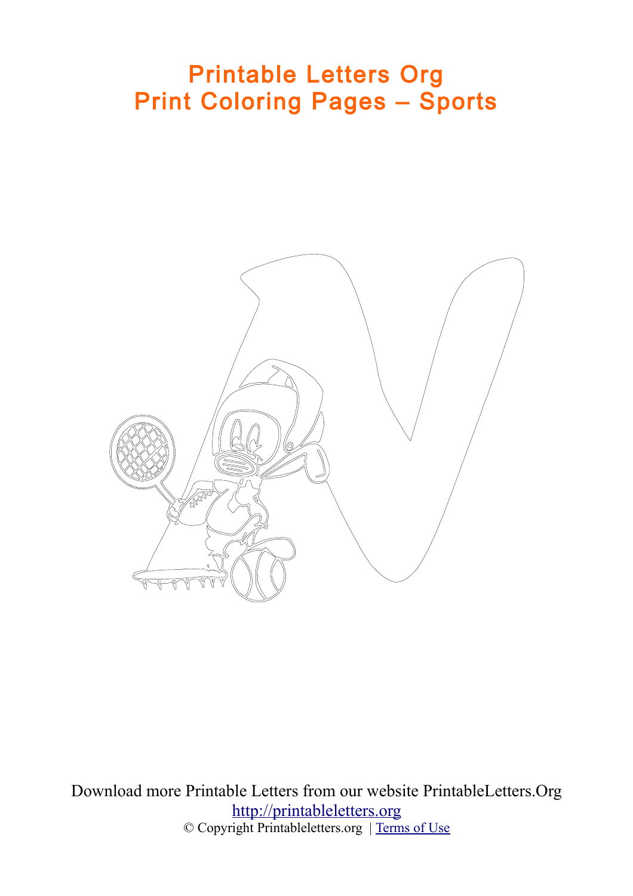# Printable Letters Org
# Print Coloring Pages – Sports

Download more Printable Letters from our website PrintableLetters.Org

[http://printableletters.org](http://printableletters.org)

© Copyright Printableletters.org | [Terms of Use]()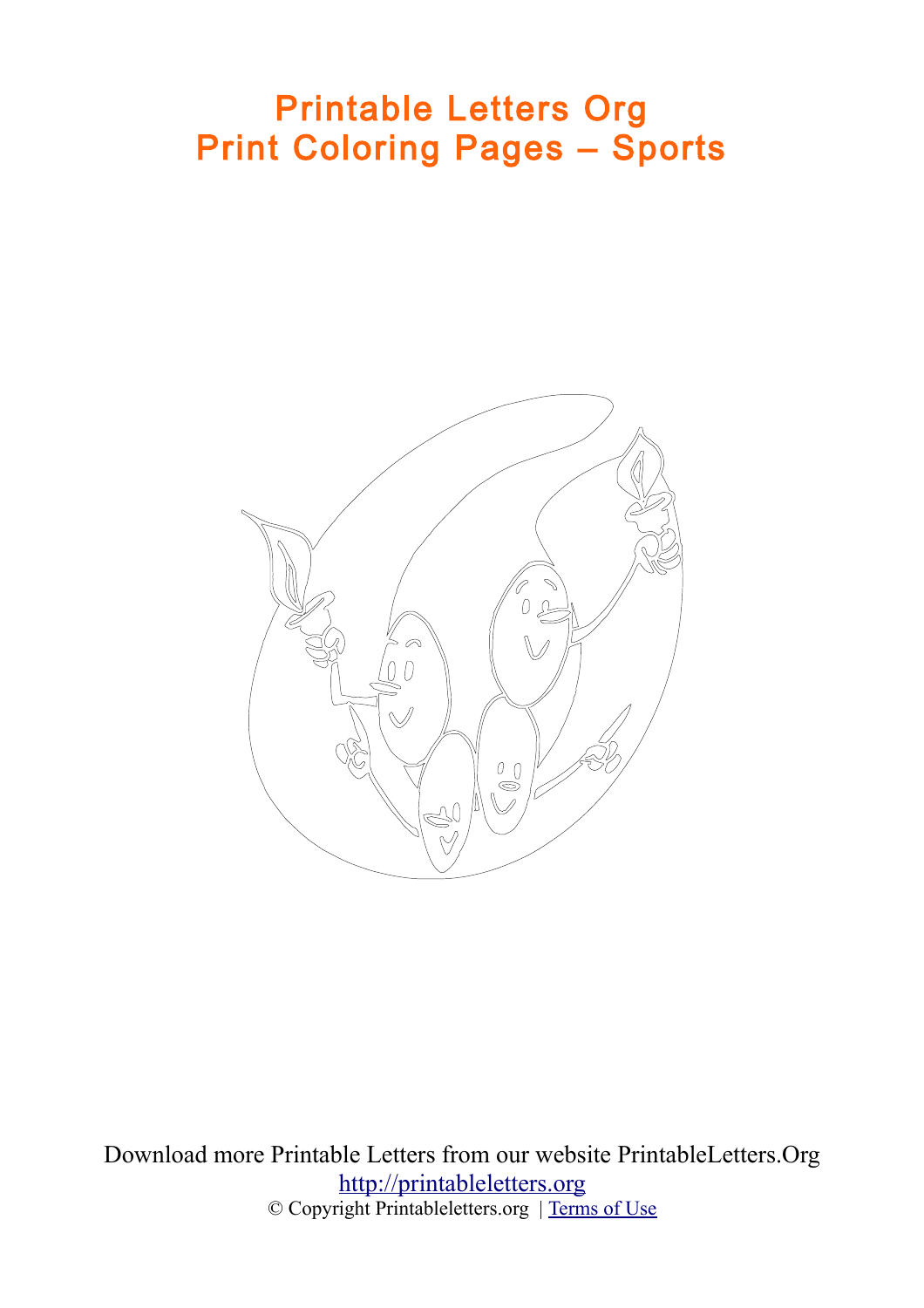# Printable Letters Org
# Print Coloring Pages – Sports

Download more Printable Letters from our website PrintableLetters.Org

[http://printableletters.org](http://printableletters.org)

© Copyright Printableletters.org | [Terms of Use](Terms of Use)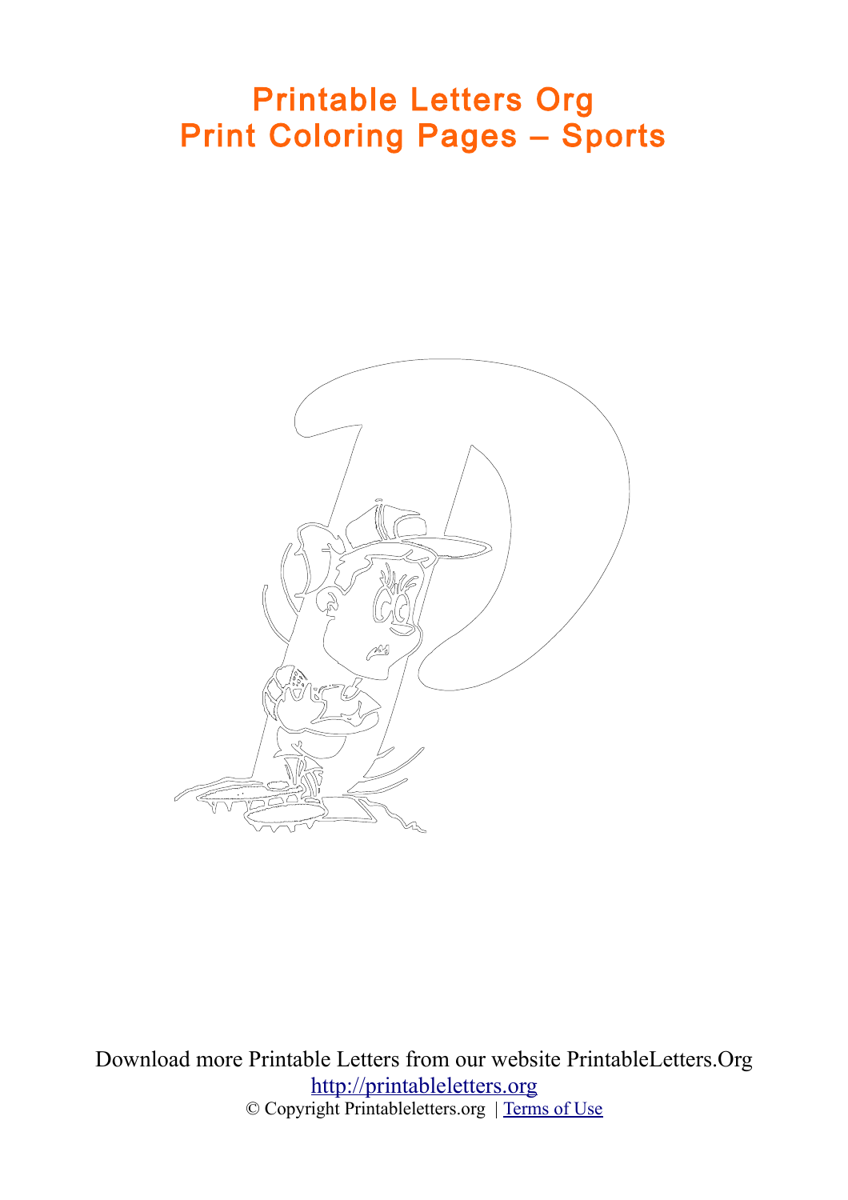# Printable Letters Org
# Print Coloring Pages – Sports

Download more Printable Letters from our website PrintableLetters.Org

[http://printableletters.org](http://printableletters.org)

© Copyright Printableletters.org | [Terms of Use](#)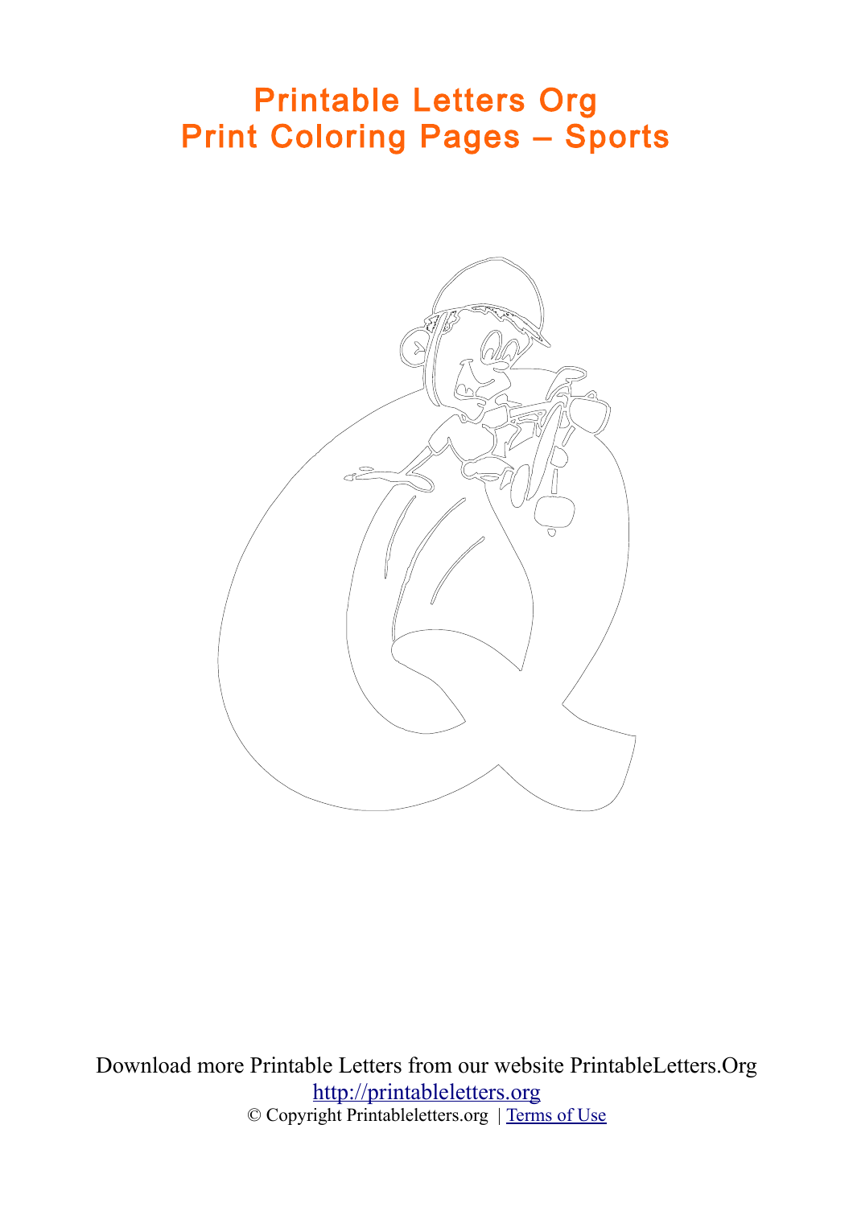# Printable Letters Org
# Print Coloring Pages – Sports

Download more Printable Letters from our website PrintableLetters.Org

[http://printableletters.org](http://printableletters.org)

© Copyright Printableletters.org | [Terms of Use]()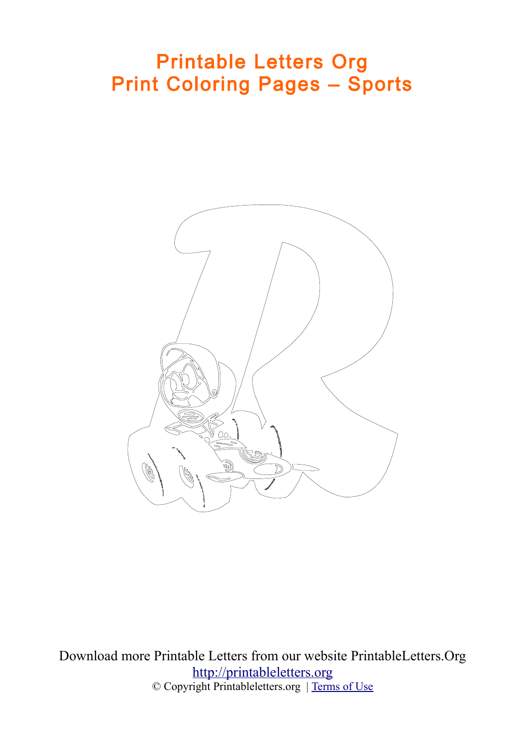# Printable Letters Org
# Print Coloring Pages – Sports

Download more Printable Letters from our website PrintableLetters.Org

http://printableletters.org

© Copyright Printableletters.org | Terms of Use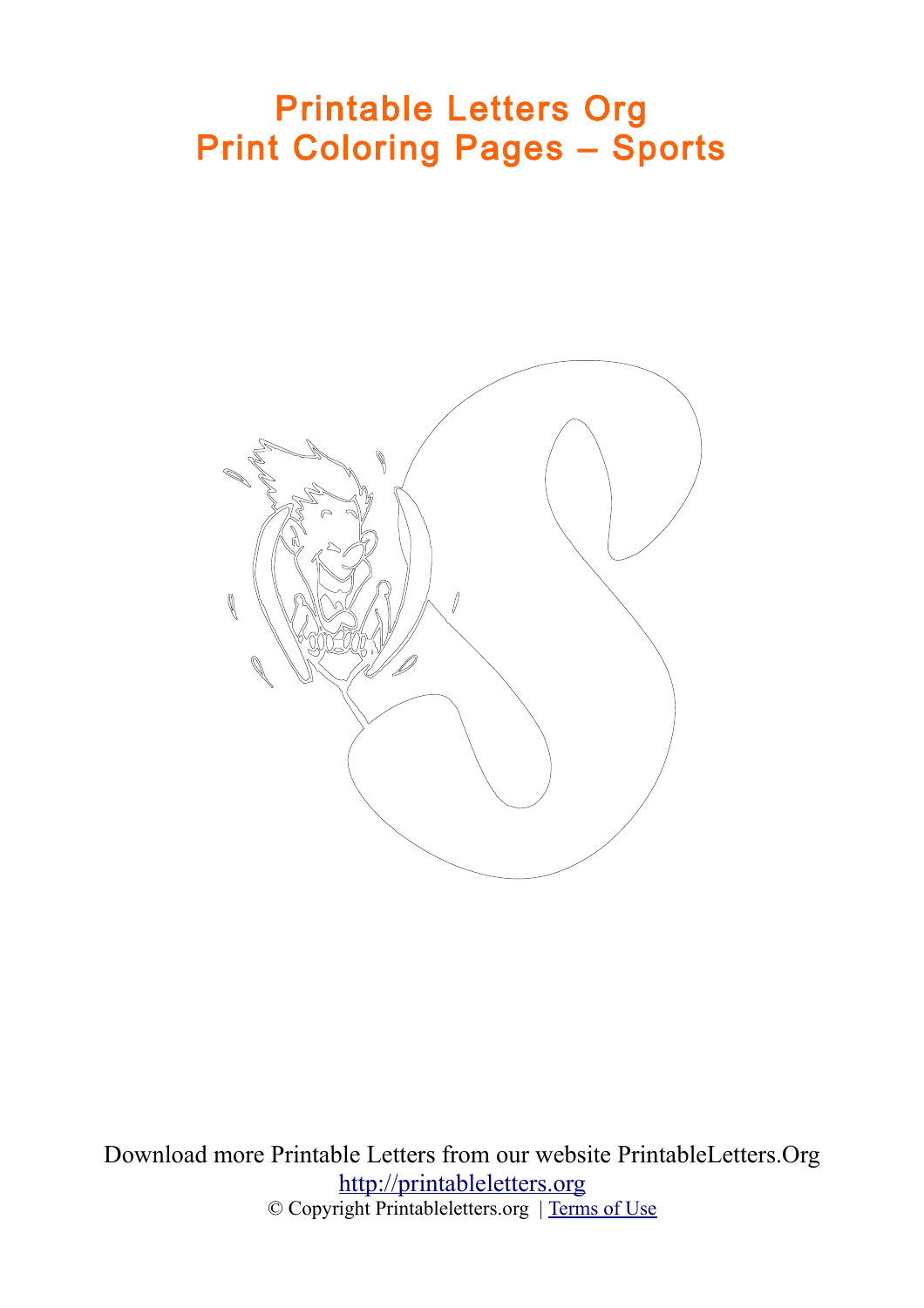# Printable Letters Org
# Print Coloring Pages – Sports

Download more Printable Letters from our website PrintableLetters.Org

[http://printableletters.org](http://printableletters.org)

© Copyright Printableletters.org | [Terms of Use]()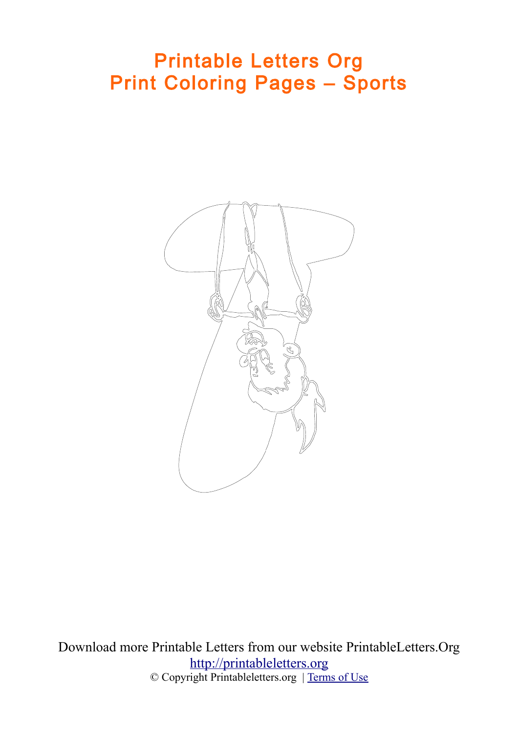# Printable Letters Org
# Print Coloring Pages – Sports

Download more Printable Letters from our website PrintableLetters.Org

http://printableletters.org

© Copyright Printableletters.org | Terms of Use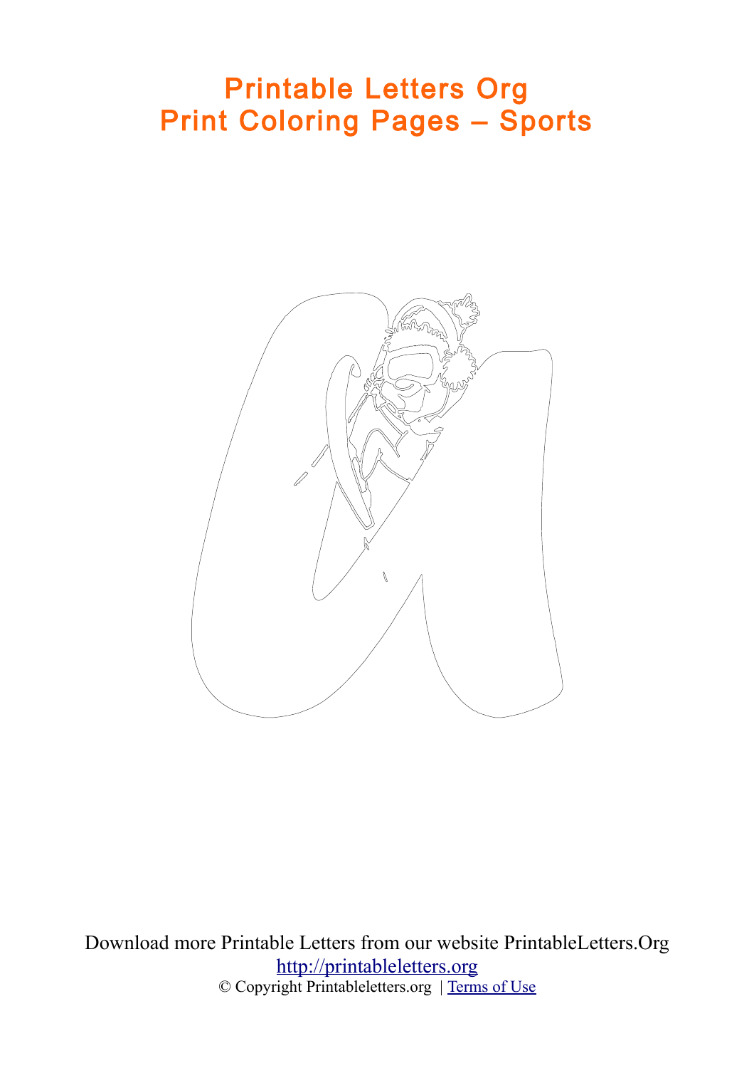# Printable Letters Org
# Print Coloring Pages – Sports

Download more Printable Letters from our website PrintableLetters.Org

[http://printableletters.org](http://printableletters.org)

© Copyright Printableletters.org | [Terms of Use]()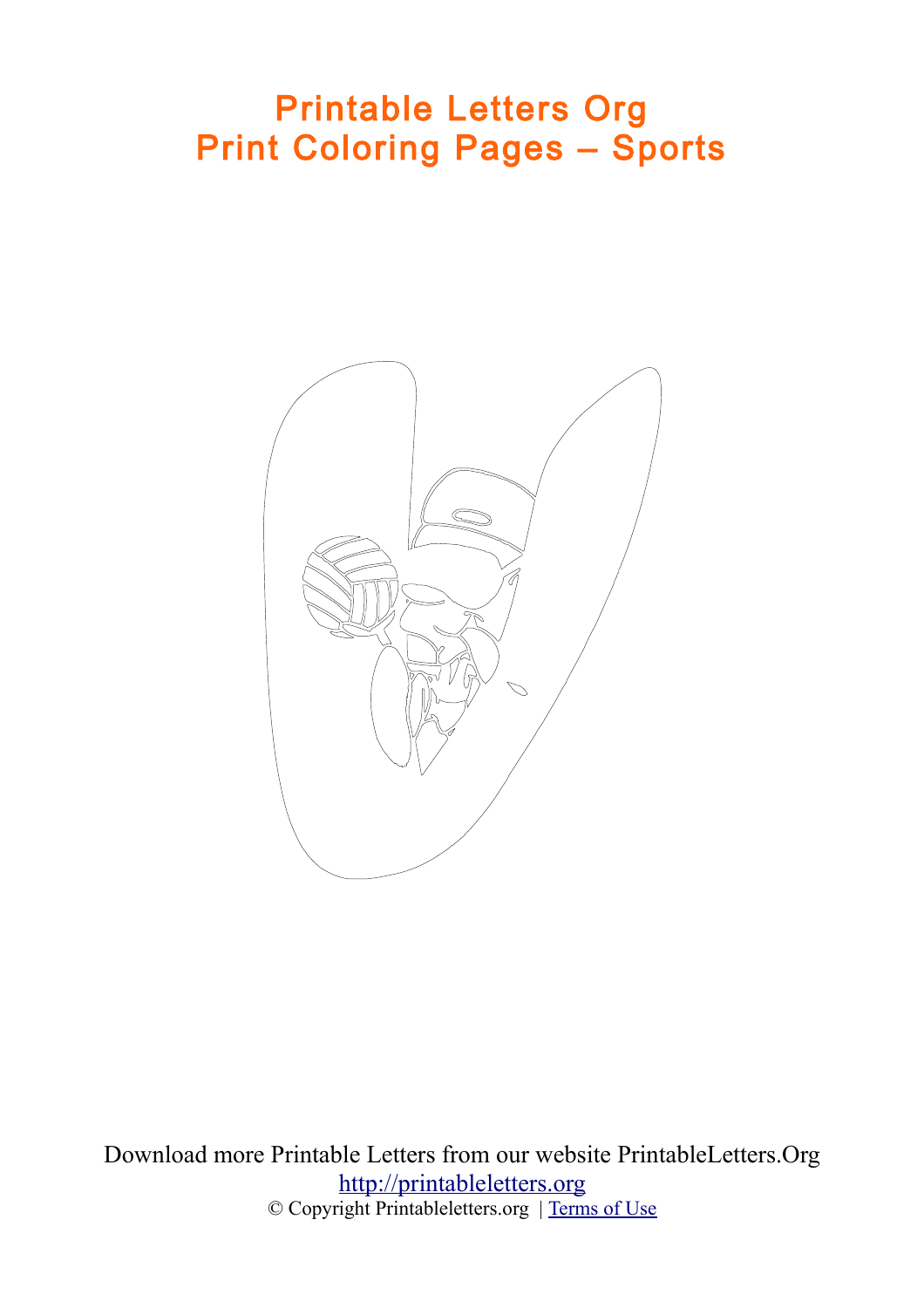# Printable Letters Org
# Print Coloring Pages – Sports

Download more Printable Letters from our website PrintableLetters.Org

http://printableletters.org

© Copyright Printableletters.org | Terms of Use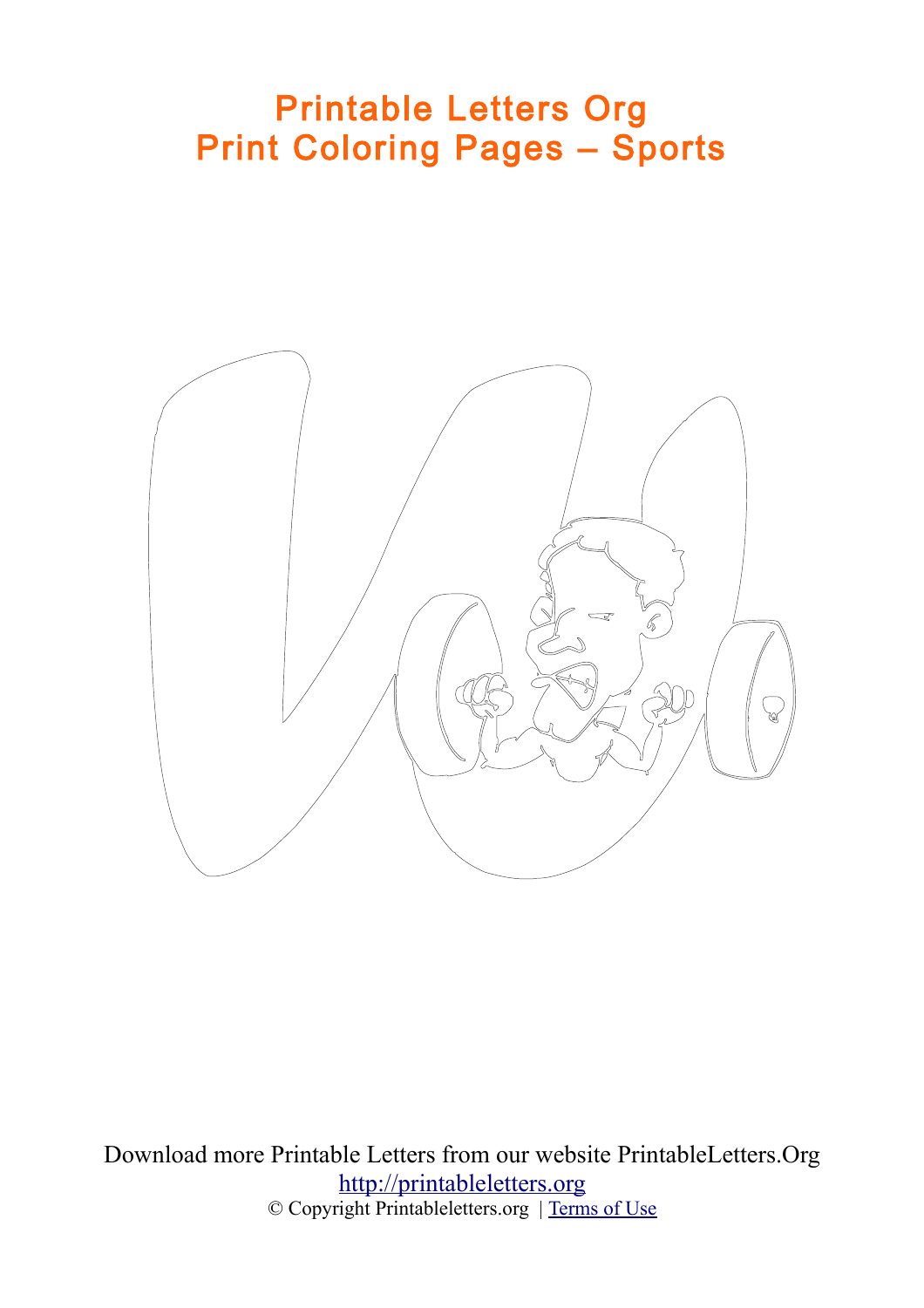# Printable Letters Org
# Print Coloring Pages – Sports

Download more Printable Letters from our website PrintableLetters.Org

http://printableletters.org

© Copyright Printableletters.org | Terms of Use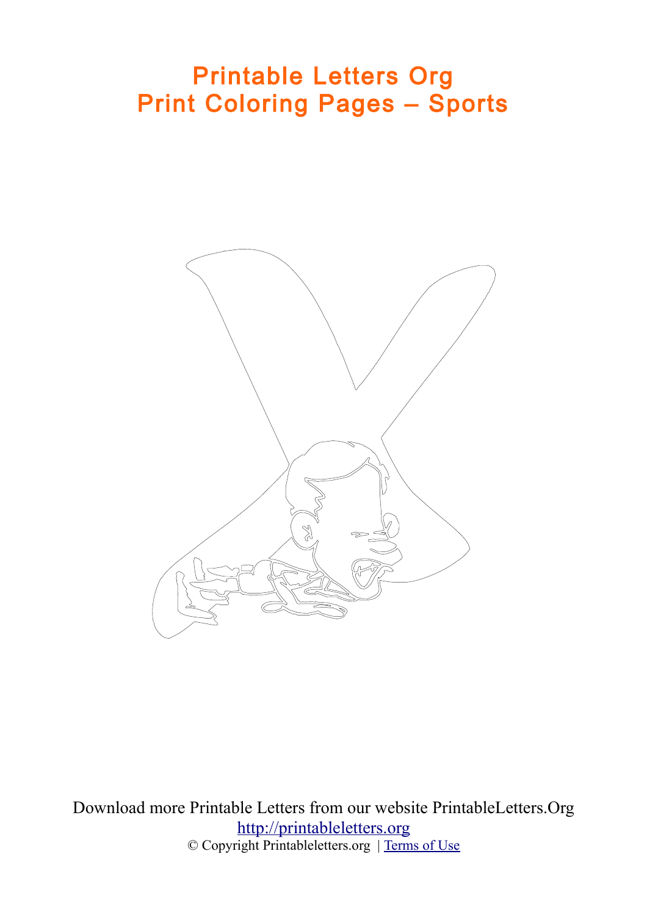# Printable Letters Org
# Print Coloring Pages – Sports

Download more Printable Letters from our website PrintableLetters.Org

http://printableletters.org

© Copyright Printableletters.org | Terms of Use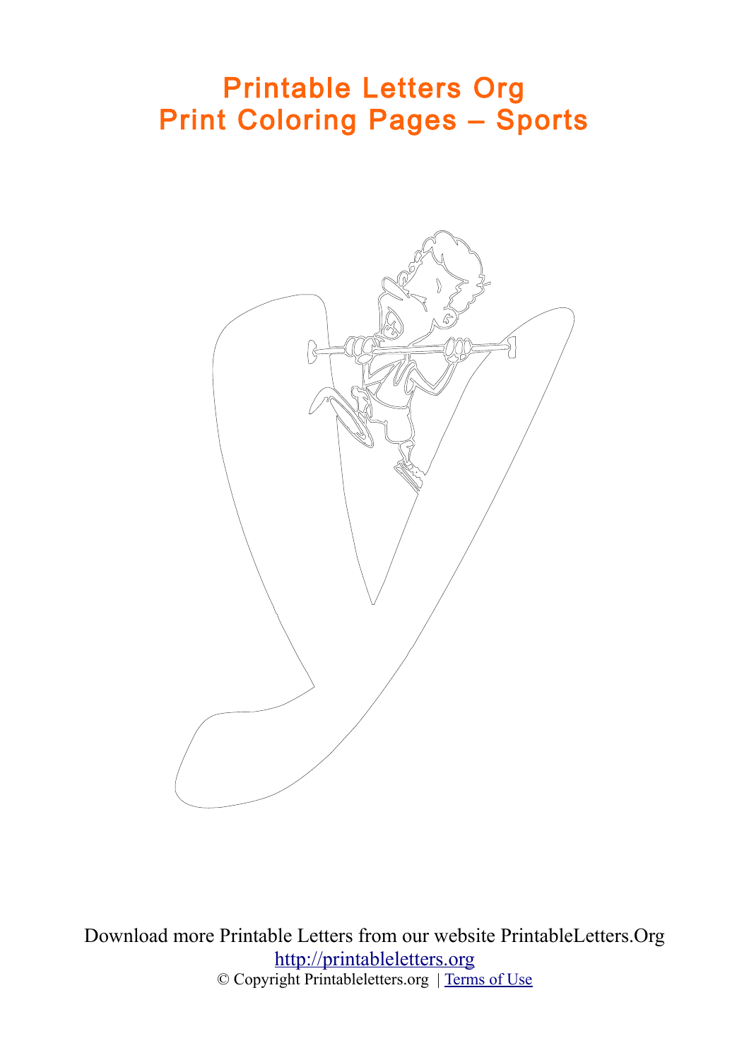# Printable Letters Org
# Print Coloring Pages – Sports

Download more Printable Letters from our website PrintableLetters.Org
[http://printableletters.org](http://printableletters.org)
© Copyright Printableletters.org | [Terms of Use]()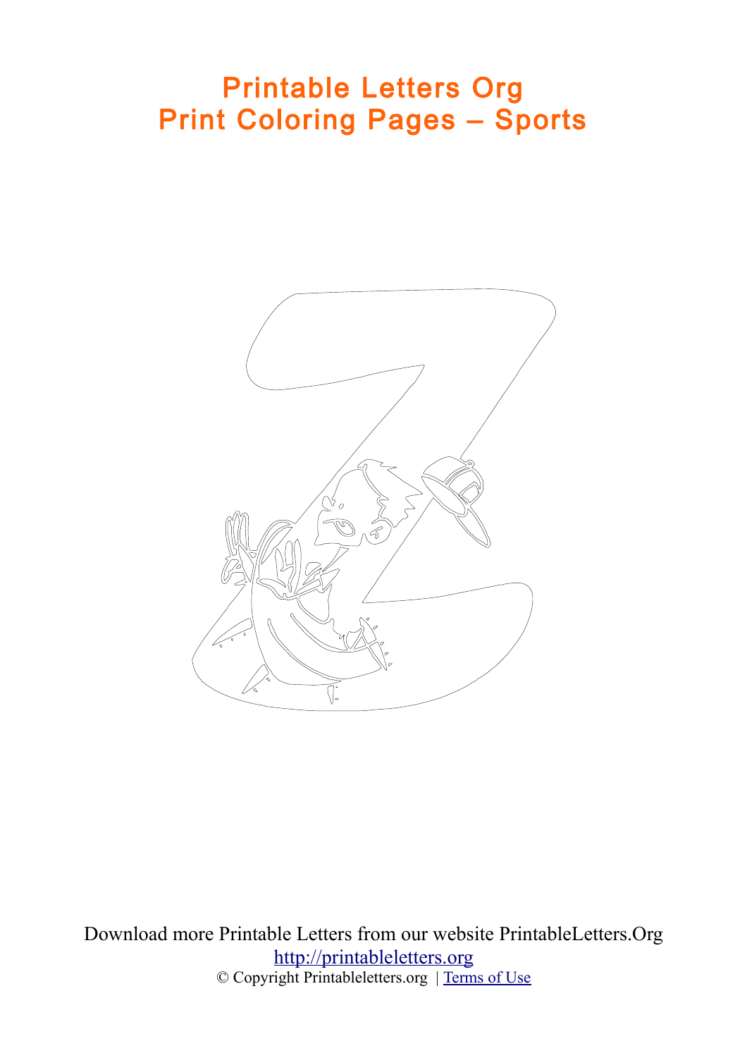# Printable Letters Org
# Print Coloring Pages – Sports

Download more Printable Letters from our website PrintableLetters.Org

http://printableletters.org

© Copyright Printableletters.org | Terms of Use